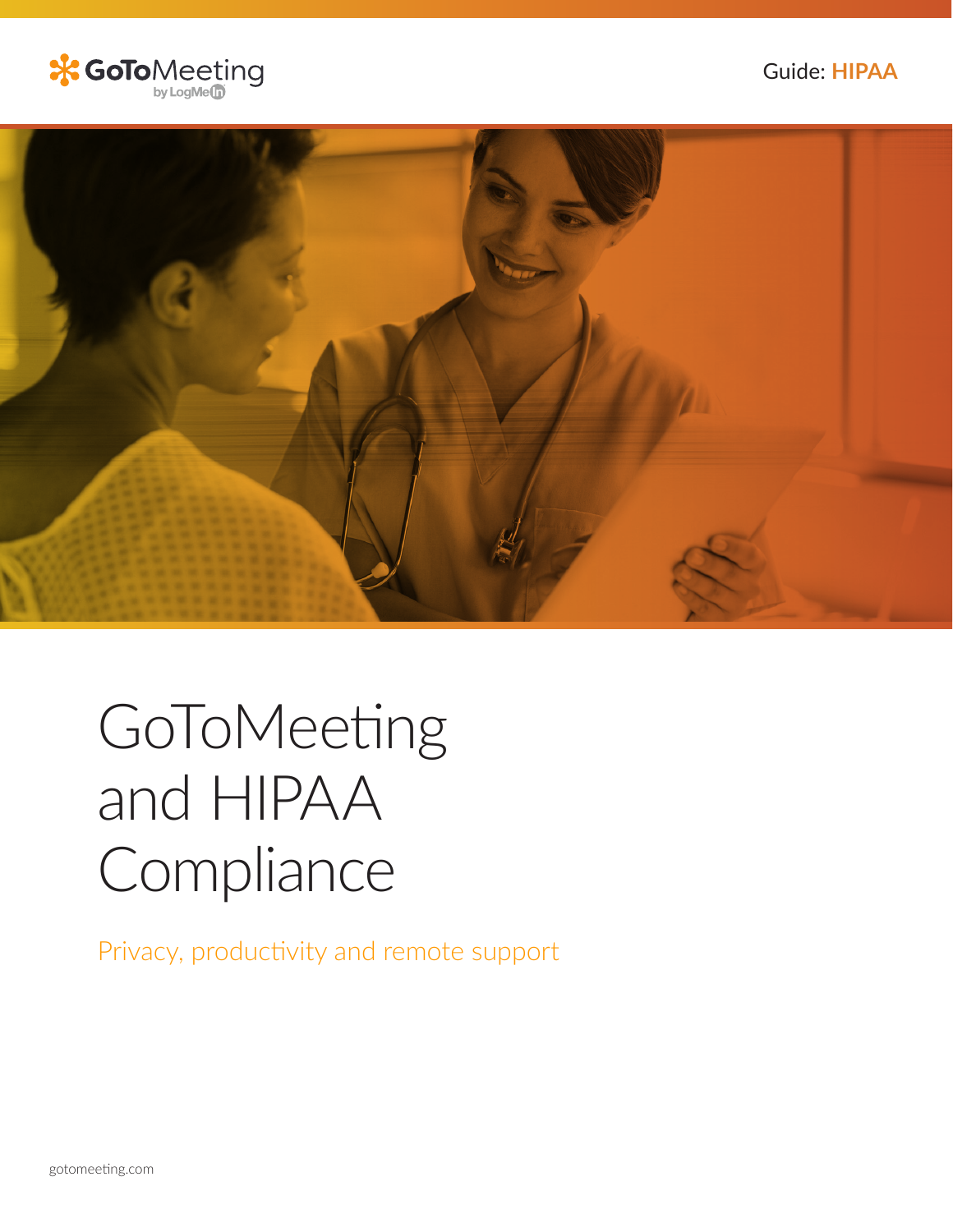GoToMeeting by LogMeIn

Guide: **HIPAA**

# GoToMeeting and HIPAA Compliance

Privacy, productivity and remote support

gotomeeting.com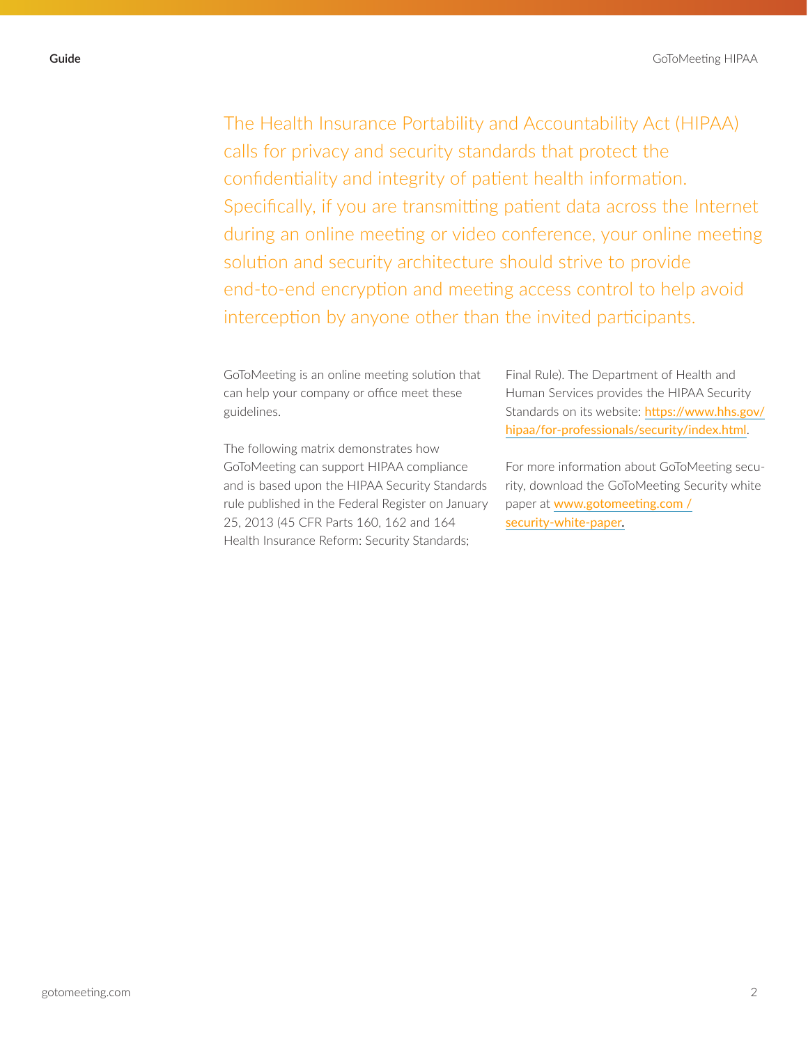The Health Insurance Portability and Accountability Act (HIPAA) calls for privacy and security standards that protect the confidentiality and integrity of patient health information. Specifically, if you are transmitting patient data across the Internet during an online meeting or video conference, your online meeting solution and security architecture should strive to provide end-to-end encryption and meeting access control to help avoid interception by anyone other than the invited participants.

GoToMeeting is an online meeting solution that can help your company or office meet these guidelines.

The following matrix demonstrates how GoToMeeting can support HIPAA compliance and is based upon the HIPAA Security Standards rule published in the Federal Register on January 25, 2013 (45 CFR Parts 160, 162 and 164 Health Insurance Reform: Security Standards; Final Rule). The Department of Health and Human Services provides the HIPAA Security Standards on its website: https://www.hhs.gov/hipaa/for-professionals/security/index.html.

For more information about GoToMeeting security, download the GoToMeeting Security white paper at www.gotomeeting.com / security-white-paper.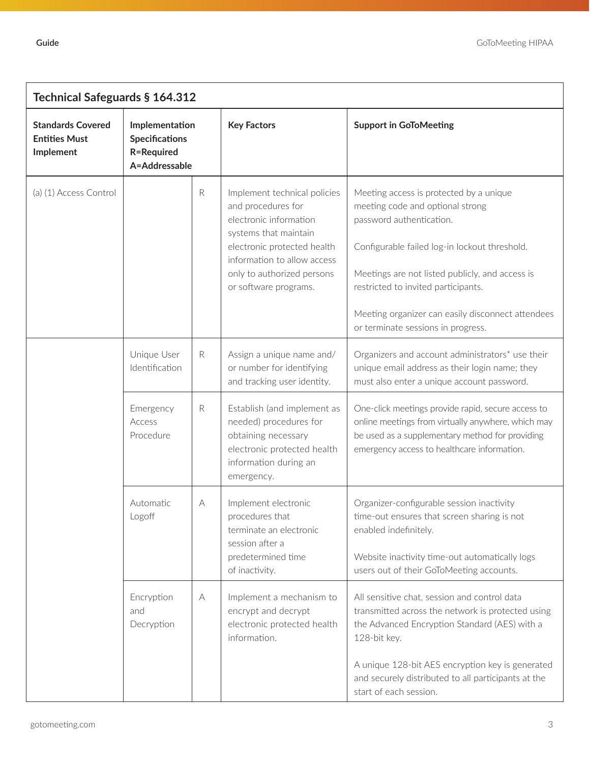| Technical Safeguards § 164.312 | | | | |
|---|---|---|---|---|
| **Standards Covered Entities Must Implement** | **Implementation Specifications R=Required A=Addressable** | | **Key Factors** | **Support in GoToMeeting** |
| (a) (1) Access Control | | R | Implement technical policies and procedures for electronic information systems that maintain electronic protected health information to allow access only to authorized persons or software programs. | Meeting access is protected by a unique meeting code and optional strong password authentication.<br><br>Configurable failed log-in lockout threshold.<br><br>Meetings are not listed publicly, and access is restricted to invited participants.<br><br>Meeting organizer can easily disconnect attendees or terminate sessions in progress. |
| | Unique User Identification | R | Assign a unique name and/ or number for identifying and tracking user identity. | Organizers and account administrators* use their unique email address as their login name; they must also enter a unique account password. |
| | Emergency Access Procedure | R | Establish (and implement as needed) procedures for obtaining necessary electronic protected health information during an emergency. | One-click meetings provide rapid, secure access to online meetings from virtually anywhere, which may be used as a supplementary method for providing emergency access to healthcare information. |
| | Automatic Logoff | A | Implement electronic procedures that terminate an electronic session after a predetermined time of inactivity. | Organizer-configurable session inactivity time-out ensures that screen sharing is not enabled indefinitely.<br><br>Website inactivity time-out automatically logs users out of their GoToMeeting accounts. |
| | Encryption and Decryption | A | Implement a mechanism to encrypt and decrypt electronic protected health information. | All sensitive chat, session and control data transmitted across the network is protected using the Advanced Encryption Standard (AES) with a 128-bit key.<br><br>A unique 128-bit AES encryption key is generated and securely distributed to all participants at the start of each session. |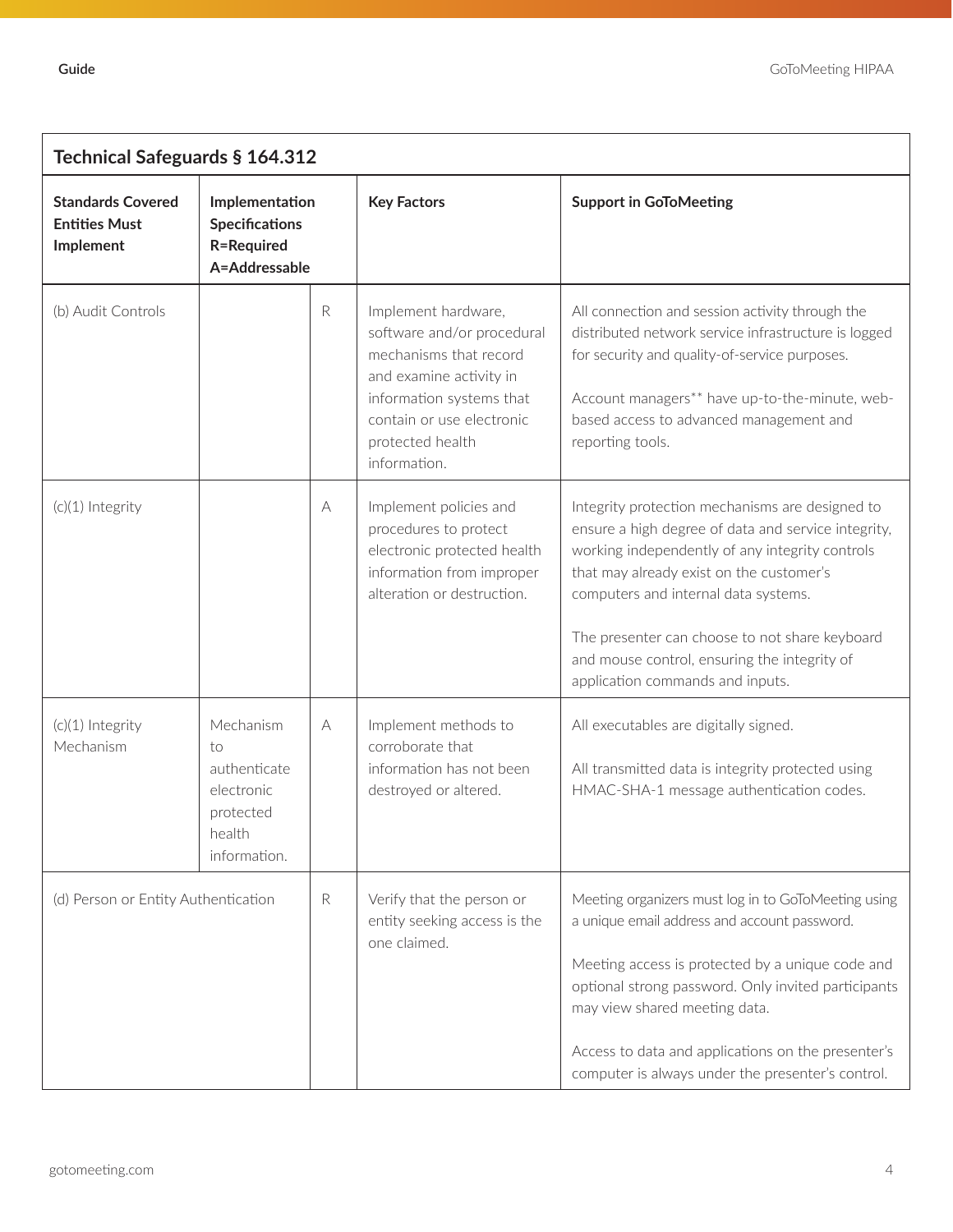| Technical Safeguards § 164.312 | | | | |
|---|---|---|---|---|
| **Standards Covered Entities Must Implement** | **Implementation Specifications R=Required A=Addressable** | | **Key Factors** | **Support in GoToMeeting** |
| (b) Audit Controls | | R | Implement hardware, software and/or procedural mechanisms that record and examine activity in information systems that contain or use electronic protected health information. | All connection and session activity through the distributed network service infrastructure is logged for security and quality-of-service purposes.<br><br>Account managers** have up-to-the-minute, web-based access to advanced management and reporting tools. |
| (c)(1) Integrity | | A | Implement policies and procedures to protect electronic protected health information from improper alteration or destruction. | Integrity protection mechanisms are designed to ensure a high degree of data and service integrity, working independently of any integrity controls that may already exist on the customer's computers and internal data systems.<br><br>The presenter can choose to not share keyboard and mouse control, ensuring the integrity of application commands and inputs. |
| (c)(1) Integrity Mechanism | Mechanism to authenticate electronic protected health information. | A | Implement methods to corroborate that information has not been destroyed or altered. | All executables are digitally signed.<br><br>All transmitted data is integrity protected using HMAC-SHA-1 message authentication codes. |
| (d) Person or Entity Authentication | | R | Verify that the person or entity seeking access is the one claimed. | Meeting organizers must log in to GoToMeeting using a unique email address and account password.<br><br>Meeting access is protected by a unique code and optional strong password. Only invited participants may view shared meeting data.<br><br>Access to data and applications on the presenter's computer is always under the presenter's control. |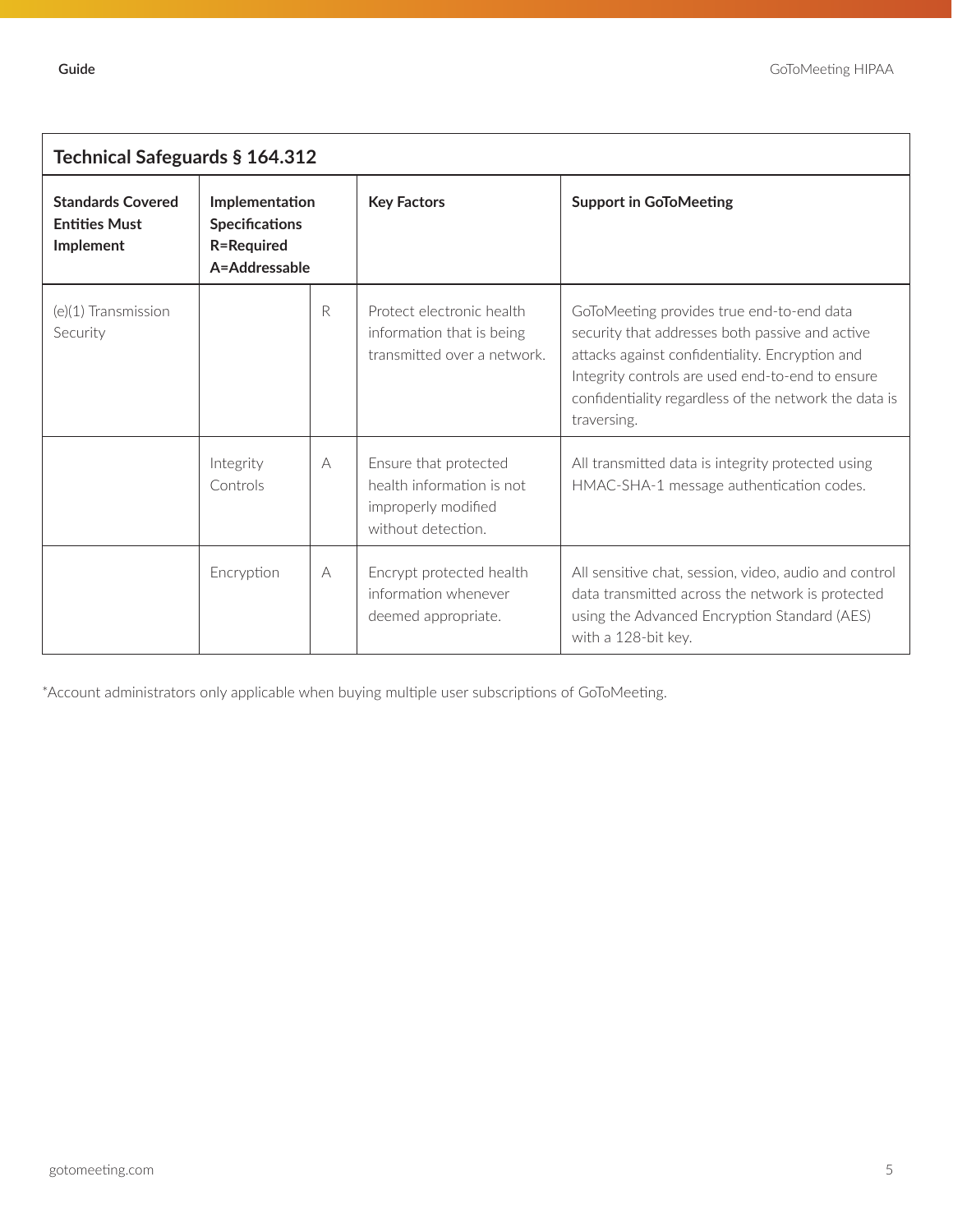| Technical Safeguards § 164.312 | | | | |
|---|---|---|---|---|
| **Standards Covered Entities Must Implement** | **Implementation Specifications R=Required A=Addressable** | | **Key Factors** | **Support in GoToMeeting** |
| (e)(1) Transmission Security | | R | Protect electronic health information that is being transmitted over a network. | GoToMeeting provides true end-to-end data security that addresses both passive and active attacks against confidentiality. Encryption and Integrity controls are used end-to-end to ensure confidentiality regardless of the network the data is traversing. |
| | Integrity Controls | A | Ensure that protected health information is not improperly modified without detection. | All transmitted data is integrity protected using HMAC-SHA-1 message authentication codes. |
| | Encryption | A | Encrypt protected health information whenever deemed appropriate. | All sensitive chat, session, video, audio and control data transmitted across the network is protected using the Advanced Encryption Standard (AES) with a 128-bit key. |

*Account administrators only applicable when buying multiple user subscriptions of GoToMeeting.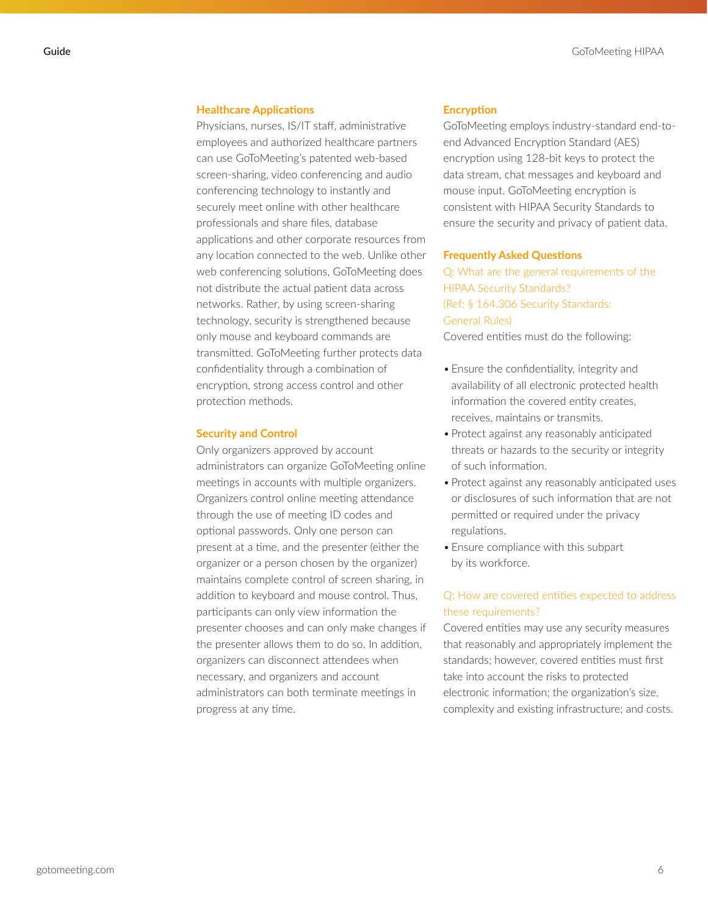### Healthcare Applications

Physicians, nurses, IS/IT staff, administrative employees and authorized healthcare partners can use GoToMeeting's patented web-based screen-sharing, video conferencing and audio conferencing technology to instantly and securely meet online with other healthcare professionals and share files, database applications and other corporate resources from any location connected to the web. Unlike other web conferencing solutions, GoToMeeting does not distribute the actual patient data across networks. Rather, by using screen-sharing technology, security is strengthened because only mouse and keyboard commands are transmitted. GoToMeeting further protects data confidentiality through a combination of encryption, strong access control and other protection methods.

### Security and Control

Only organizers approved by account administrators can organize GoToMeeting online meetings in accounts with multiple organizers. Organizers control online meeting attendance through the use of meeting ID codes and optional passwords. Only one person can present at a time, and the presenter (either the organizer or a person chosen by the organizer) maintains complete control of screen sharing, in addition to keyboard and mouse control. Thus, participants can only view information the presenter chooses and can only make changes if the presenter allows them to do so. In addition, organizers can disconnect attendees when necessary, and organizers and account administrators can both terminate meetings in progress at any time.

### Encryption

GoToMeeting employs industry-standard end-to-end Advanced Encryption Standard (AES) encryption using 128-bit keys to protect the data stream, chat messages and keyboard and mouse input. GoToMeeting encryption is consistent with HIPAA Security Standards to ensure the security and privacy of patient data.

### Frequently Asked Questions

Q: What are the general requirements of the HIPAA Security Standards?
(Ref: § 164.306 Security Standards: General Rules)

Covered entities must do the following:

- Ensure the confidentiality, integrity and availability of all electronic protected health information the covered entity creates, receives, maintains or transmits.
- Protect against any reasonably anticipated threats or hazards to the security or integrity of such information.
- Protect against any reasonably anticipated uses or disclosures of such information that are not permitted or required under the privacy regulations.
- Ensure compliance with this subpart by its workforce.

Q: How are covered entities expected to address these requirements?

Covered entities may use any security measures that reasonably and appropriately implement the standards; however, covered entities must first take into account the risks to protected electronic information; the organization's size, complexity and existing infrastructure; and costs.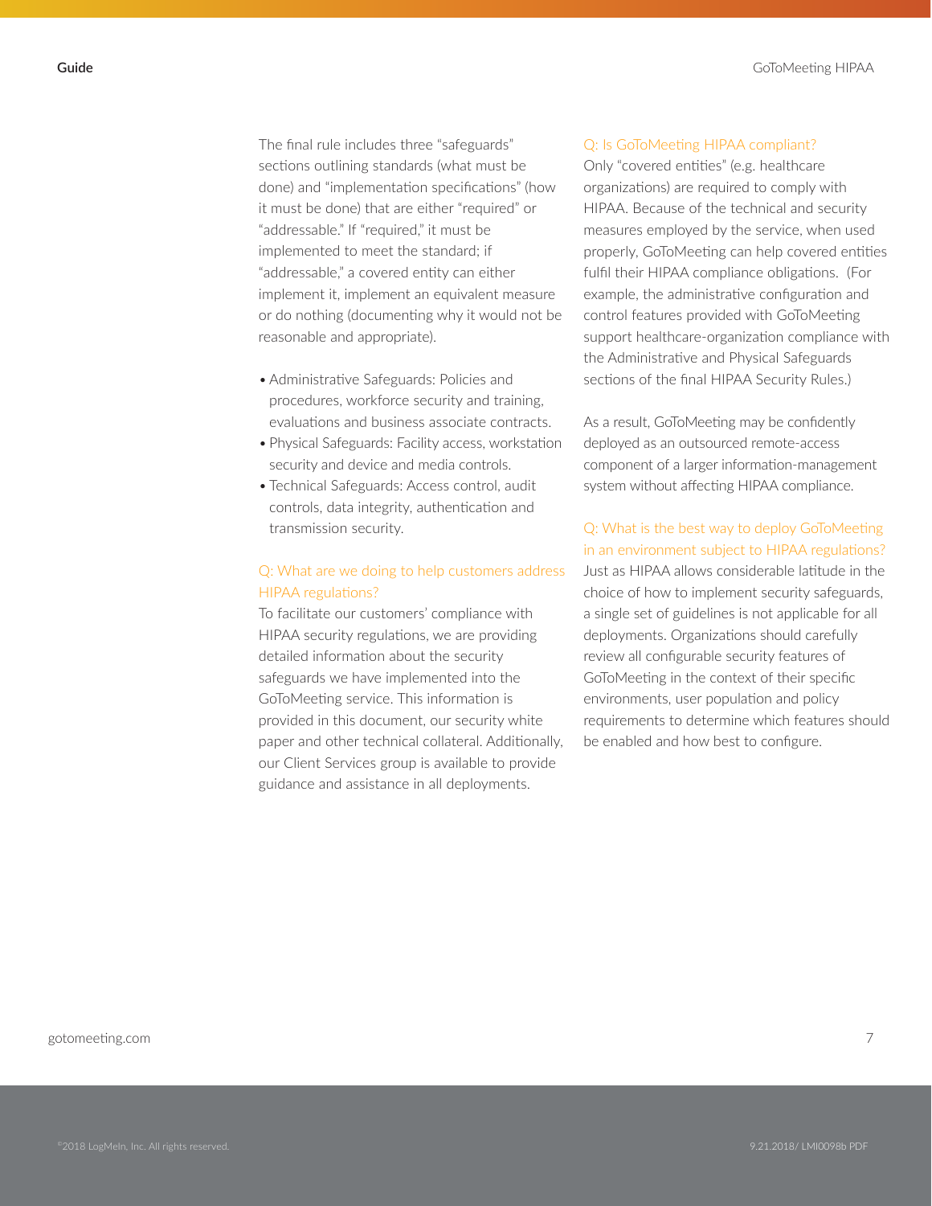The final rule includes three "safeguards" sections outlining standards (what must be done) and "implementation specifications" (how it must be done) that are either "required" or "addressable." If "required," it must be implemented to meet the standard; if "addressable," a covered entity can either implement it, implement an equivalent measure or do nothing (documenting why it would not be reasonable and appropriate).

- Administrative Safeguards: Policies and procedures, workforce security and training, evaluations and business associate contracts.
- Physical Safeguards: Facility access, workstation security and device and media controls.
- Technical Safeguards: Access control, audit controls, data integrity, authentication and transmission security.

### Q: What are we doing to help customers address HIPAA regulations?

To facilitate our customers' compliance with HIPAA security regulations, we are providing detailed information about the security safeguards we have implemented into the GoToMeeting service. This information is provided in this document, our security white paper and other technical collateral. Additionally, our Client Services group is available to provide guidance and assistance in all deployments.

### Q: Is GoToMeeting HIPAA compliant?

Only "covered entities" (e.g. healthcare organizations) are required to comply with HIPAA. Because of the technical and security measures employed by the service, when used properly, GoToMeeting can help covered entities fulfil their HIPAA compliance obligations. (For example, the administrative configuration and control features provided with GoToMeeting support healthcare-organization compliance with the Administrative and Physical Safeguards sections of the final HIPAA Security Rules.)

As a result, GoToMeeting may be confidently deployed as an outsourced remote-access component of a larger information-management system without affecting HIPAA compliance.

### Q: What is the best way to deploy GoToMeeting in an environment subject to HIPAA regulations?

Just as HIPAA allows considerable latitude in the choice of how to implement security safeguards, a single set of guidelines is not applicable for all deployments. Organizations should carefully review all configurable security features of GoToMeeting in the context of their specific environments, user population and policy requirements to determine which features should be enabled and how best to configure.

©2018 LogMeIn, Inc. All rights reserved.

9.21.2018/ LMI0098b PDF